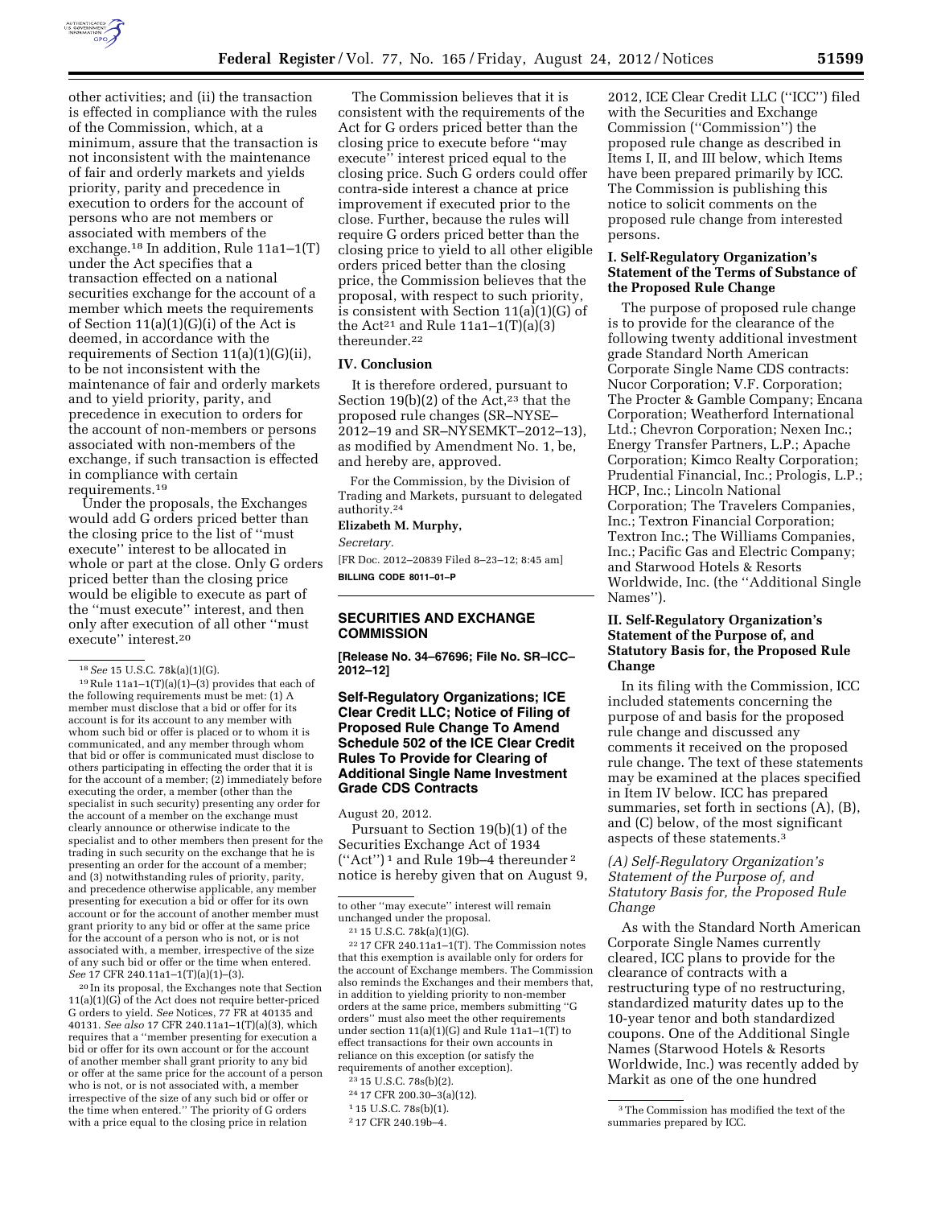other activities; and (ii) the transaction is effected in compliance with the rules of the Commission, which, at a minimum, assure that the transaction is not inconsistent with the maintenance of fair and orderly markets and yields priority, parity and precedence in execution to orders for the account of persons who are not members or associated with members of the exchange.[18] In addition, Rule 11a1–1(T) under the Act specifies that a transaction effected on a national securities exchange for the account of a member which meets the requirements of Section 11(a)(1)(G)(i) of the Act is deemed, in accordance with the requirements of Section 11(a)(1)(G)(ii), to be not inconsistent with the maintenance of fair and orderly markets and to yield priority, parity, and precedence in execution to orders for the account of non-members or persons associated with non-members of the exchange, if such transaction is effected in compliance with certain requirements.[19]

Under the proposals, the Exchanges would add G orders priced better than the closing price to the list of ''must execute'' interest to be allocated in whole or part at the close. Only G orders priced better than the closing price would be eligible to execute as part of the ''must execute'' interest, and then only after execution of all other ''must execute'' interest.[20]

The Commission believes that it is consistent with the requirements of the Act for G orders priced better than the closing price to execute before ''may execute'' interest priced equal to the closing price. Such G orders could offer contra-side interest a chance at price improvement if executed prior to the close. Further, because the rules will require G orders priced better than the closing price to yield to all other eligible orders priced better than the closing price, the Commission believes that the proposal, with respect to such priority, is consistent with Section 11(a)(1)(G) of the Act[21] and Rule 11a1–1(T)(a)(3) thereunder.[22]

## IV. Conclusion

It is therefore ordered, pursuant to Section 19(b)(2) of the Act,[23] that the proposed rule changes (SR–NYSE–2012–19 and SR–NYSEMKT–2012–13), as modified by Amendment No. 1, be, and hereby are, approved.

For the Commission, by the Division of Trading and Markets, pursuant to delegated authority.[24]

**Elizabeth M. Murphy,**

*Secretary.*

[FR Doc. 2012–20839 Filed 8–23–12; 8:45 am]

**BILLING CODE 8011–01–P**

---

[18] *See* 15 U.S.C. 78k(a)(1)(G).

[19] Rule 11a1–1(T)(a)(1)–(3) provides that each of the following requirements must be met: (1) A member must disclose that a bid or offer for its account is for its account to any member with whom such bid or offer is placed or to whom it is communicated, and any member through whom that bid or offer is communicated must disclose to others participating in effecting the order that it is for the account of a member; (2) immediately before executing the order, a member (other than the specialist in such security) presenting any order for the account of a member on the exchange must clearly announce or otherwise indicate to the specialist and to other members then present for the trading in such security on the exchange that he is presenting an order for the account of a member; and (3) notwithstanding rules of priority, parity, and precedence otherwise applicable, any member presenting for execution a bid or offer for its own account or for the account of another member must grant priority to any bid or offer at the same price for the account of a person who is not, or is not associated with, a member, irrespective of the size of any such bid or offer or the time when entered. *See* 17 CFR 240.11a1–1(T)(a)(1)–(3).

[20] In its proposal, the Exchanges note that Section 11(a)(1)(G) of the Act does not require better-priced G orders to yield. *See* Notices, 77 FR at 40135 and 40131. *See also* 17 CFR 240.11a1–1(T)(a)(3), which requires that a ''member presenting for execution a bid or offer for its own account or for the account of another member shall grant priority to any bid or offer at the same price for the account of a person who is not, or is not associated with, a member irrespective of the size of any such bid or offer or the time when entered.'' The priority of G orders with a price equal to the closing price in relation to other ''may execute'' interest will remain unchanged under the proposal.

[21] 15 U.S.C. 78k(a)(1)(G).

[22] 17 CFR 240.11a1–1(T). The Commission notes that this exemption is available only for orders for the account of Exchange members. The Commission also reminds the Exchanges and their members that, in addition to yielding priority to non-member orders at the same price, members submitting ''G orders'' must also meet the other requirements under section 11(a)(1)(G) and Rule 11a1–1(T) to effect transactions for their own accounts in reliance on this exception (or satisfy the requirements of another exception).

[23] 15 U.S.C. 78s(b)(2).

[24] 17 CFR 200.30–3(a)(12).

---

## SECURITIES AND EXCHANGE COMMISSION

**[Release No. 34–67696; File No. SR–ICC–2012–12]**

## Self-Regulatory Organizations; ICE Clear Credit LLC; Notice of Filing of Proposed Rule Change To Amend Schedule 502 of the ICE Clear Credit Rules To Provide for Clearing of Additional Single Name Investment Grade CDS Contracts

August 20, 2012.

Pursuant to Section 19(b)(1) of the Securities Exchange Act of 1934 (''Act'')[1] and Rule 19b–4 thereunder[2] notice is hereby given that on August 9, 2012, ICE Clear Credit LLC (''ICC'') filed with the Securities and Exchange Commission (''Commission'') the proposed rule change as described in Items I, II, and III below, which Items have been prepared primarily by ICC. The Commission is publishing this notice to solicit comments on the proposed rule change from interested persons.

### I. Self-Regulatory Organization's Statement of the Terms of Substance of the Proposed Rule Change

The purpose of proposed rule change is to provide for the clearance of the following twenty additional investment grade Standard North American Corporate Single Name CDS contracts: Nucor Corporation; V.F. Corporation; The Procter & Gamble Company; Encana Corporation; Weatherford International Ltd.; Chevron Corporation; Nexen Inc.; Energy Transfer Partners, L.P.; Apache Corporation; Kimco Realty Corporation; Prudential Financial, Inc.; Prologis, L.P.; HCP, Inc.; Lincoln National Corporation; The Travelers Companies, Inc.; Textron Financial Corporation; Textron Inc.; The Williams Companies, Inc.; Pacific Gas and Electric Company; and Starwood Hotels & Resorts Worldwide, Inc. (the ''Additional Single Names'').

### II. Self-Regulatory Organization's Statement of the Purpose of, and Statutory Basis for, the Proposed Rule Change

In its filing with the Commission, ICC included statements concerning the purpose of and basis for the proposed rule change and discussed any comments it received on the proposed rule change. The text of these statements may be examined at the places specified in Item IV below. ICC has prepared summaries, set forth in sections (A), (B), and (C) below, of the most significant aspects of these statements.[3]

*(A) Self-Regulatory Organization's Statement of the Purpose of, and Statutory Basis for, the Proposed Rule Change*

As with the Standard North American Corporate Single Names currently cleared, ICC plans to provide for the clearance of contracts with a restructuring type of no restructuring, standardized maturity dates up to the 10-year tenor and both standardized coupons. One of the Additional Single Names (Starwood Hotels & Resorts Worldwide, Inc.) was recently added by Markit as one of the one hundred

---

[1] 15 U.S.C. 78s(b)(1).

[2] 17 CFR 240.19b–4.

[3] The Commission has modified the text of the summaries prepared by ICC.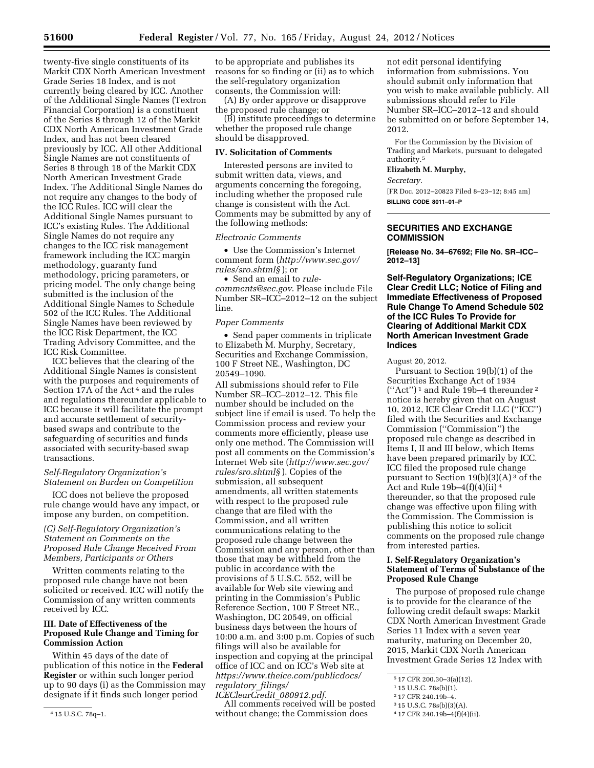twenty-five single constituents of its Markit CDX North American Investment Grade Series 18 Index, and is not currently being cleared by ICC. Another of the Additional Single Names (Textron Financial Corporation) is a constituent of the Series 8 through 12 of the Markit CDX North American Investment Grade Index, and has not been cleared previously by ICC. All other Additional Single Names are not constituents of Series 8 through 18 of the Markit CDX North American Investment Grade Index. The Additional Single Names do not require any changes to the body of the ICC Rules. ICC will clear the Additional Single Names pursuant to ICC's existing Rules. The Additional Single Names do not require any changes to the ICC risk management framework including the ICC margin methodology, guaranty fund methodology, pricing parameters, or pricing model. The only change being submitted is the inclusion of the Additional Single Names to Schedule 502 of the ICC Rules. The Additional Single Names have been reviewed by the ICC Risk Department, the ICC Trading Advisory Committee, and the ICC Risk Committee.

ICC believes that the clearing of the Additional Single Names is consistent with the purposes and requirements of Section 17A of the Act [4] and the rules and regulations thereunder applicable to ICC because it will facilitate the prompt and accurate settlement of security-based swaps and contribute to the safeguarding of securities and funds associated with security-based swap transactions.

*Self-Regulatory Organization's Statement on Burden on Competition*

ICC does not believe the proposed rule change would have any impact, or impose any burden, on competition.

*(C) Self-Regulatory Organization's Statement on Comments on the Proposed Rule Change Received From Members, Participants or Others*

Written comments relating to the proposed rule change have not been solicited or received. ICC will notify the Commission of any written comments received by ICC.

### III. Date of Effectiveness of the Proposed Rule Change and Timing for Commission Action

Within 45 days of the date of publication of this notice in the **Federal Register** or within such longer period up to 90 days (i) as the Commission may designate if it finds such longer period to be appropriate and publishes its reasons for so finding or (ii) as to which the self-regulatory organization consents, the Commission will:

(A) By order approve or disapprove the proposed rule change; or

(B) institute proceedings to determine whether the proposed rule change should be disapproved.

### IV. Solicitation of Comments

Interested persons are invited to submit written data, views, and arguments concerning the foregoing, including whether the proposed rule change is consistent with the Act. Comments may be submitted by any of the following methods:

*Electronic Comments*

- Use the Commission's Internet comment form (*http://www.sec.gov/rules/sro.shtml§*); or
- Send an email to *rule-comments@sec.gov*. Please include File Number SR–ICC–2012–12 on the subject line.

*Paper Comments*

- Send paper comments in triplicate to Elizabeth M. Murphy, Secretary, Securities and Exchange Commission, 100 F Street NE., Washington, DC 20549–1090.

All submissions should refer to File Number SR–ICC–2012–12. This file number should be included on the subject line if email is used. To help the Commission process and review your comments more efficiently, please use only one method. The Commission will post all comments on the Commission's Internet Web site (*http://www.sec.gov/rules/sro.shtml§*). Copies of the submission, all subsequent amendments, all written statements with respect to the proposed rule change that are filed with the Commission, and all written communications relating to the proposed rule change between the Commission and any person, other than those that may be withheld from the public in accordance with the provisions of 5 U.S.C. 552, will be available for Web site viewing and printing in the Commission's Public Reference Section, 100 F Street NE., Washington, DC 20549, on official business days between the hours of 10:00 a.m. and 3:00 p.m. Copies of such filings will also be available for inspection and copying at the principal office of ICC and on ICC's Web site at *https://www.theice.com/publicdocs/regulatory_filings/ICEClearCredit_080912.pdf*.

All comments received will be posted without change; the Commission does not edit personal identifying information from submissions. You should submit only information that you wish to make available publicly. All submissions should refer to File Number SR–ICC–2012–12 and should be submitted on or before September 14, 2012.

For the Commission by the Division of Trading and Markets, pursuant to delegated authority.[5]

**Elizabeth M. Murphy,**

*Secretary.*

[FR Doc. 2012–20823 Filed 8–23–12; 8:45 am]

**BILLING CODE 8011–01–P**

---

## SECURITIES AND EXCHANGE COMMISSION

**[Release No. 34–67692; File No. SR–ICC–2012–13]**

## Self-Regulatory Organizations; ICE Clear Credit LLC; Notice of Filing and Immediate Effectiveness of Proposed Rule Change To Amend Schedule 502 of the ICC Rules To Provide for Clearing of Additional Markit CDX North American Investment Grade Indices

August 20, 2012.

Pursuant to Section 19(b)(1) of the Securities Exchange Act of 1934 ("Act")[1] and Rule 19b–4 thereunder[2] notice is hereby given that on August 10, 2012, ICE Clear Credit LLC ("ICC") filed with the Securities and Exchange Commission ("Commission") the proposed rule change as described in Items I, II and III below, which Items have been prepared primarily by ICC. ICC filed the proposed rule change pursuant to Section 19(b)(3)(A)[3] of the Act and Rule 19b–4(f)(4)(ii)[4] thereunder, so that the proposed rule change was effective upon filing with the Commission. The Commission is publishing this notice to solicit comments on the proposed rule change from interested parties.

### I. Self-Regulatory Organization's Statement of Terms of Substance of the Proposed Rule Change

The purpose of proposed rule change is to provide for the clearance of the following credit default swaps: Markit CDX North American Investment Grade Series 11 Index with a seven year maturity, maturing on December 20, 2015, Markit CDX North American Investment Grade Series 12 Index with

---

[4] 15 U.S.C. 78q–1.

[5] 17 CFR 200.30–3(a)(12).

[1] 15 U.S.C. 78s(b)(1).

[2] 17 CFR 240.19b–4.

[3] 15 U.S.C. 78s(b)(3)(A).

[4] 17 CFR 240.19b–4(f)(4)(ii).